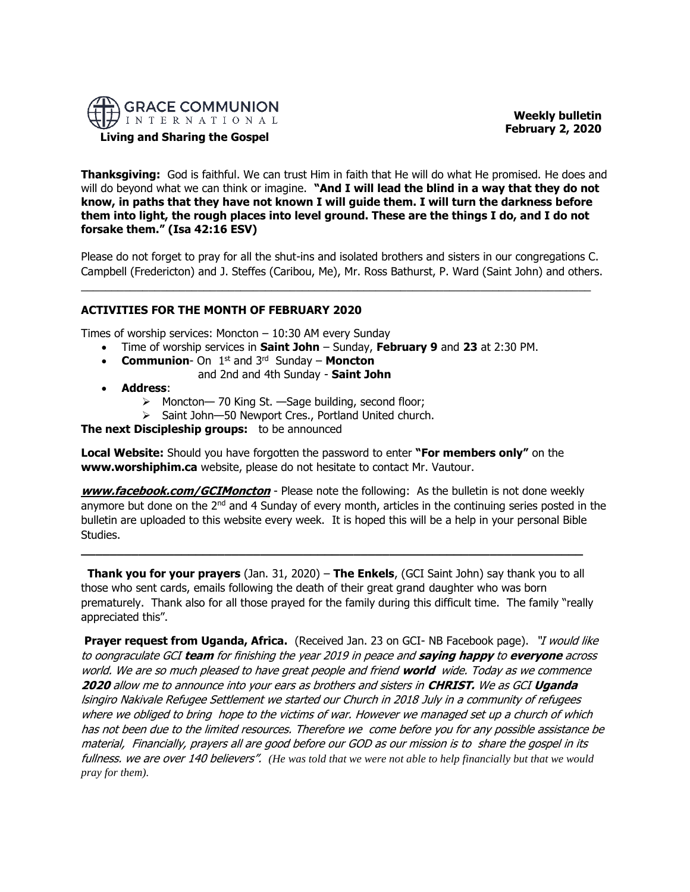**GRACE COMMUNION INTERNATIONAL**

**Living and Sharing the Gospel**

**Weekly bulletin**
**February 2, 2020**

**Thanksgiving:** God is faithful. We can trust Him in faith that He will do what He promised. He does and will do beyond what we can think or imagine. **"And I will lead the blind in a way that they do not know, in paths that they have not known I will guide them. I will turn the darkness before them into light, the rough places into level ground. These are the things I do, and I do not forsake them." (Isa 42:16 ESV)**

Please do not forget to pray for all the shut-ins and isolated brothers and sisters in our congregations C. Campbell (Fredericton) and J. Steffes (Caribou, Me), Mr. Ross Bathurst, P. Ward (Saint John) and others.

---

## ACTIVITIES FOR THE MONTH OF FEBRUARY 2020

Times of worship services: Moncton – 10:30 AM every Sunday

- Time of worship services in **Saint John** – Sunday, **February 9** and **23** at 2:30 PM.
- **Communion**- On 1st and 3rd Sunday – **Moncton**
  and 2nd and 4th Sunday - **Saint John**
- **Address**:
  - Moncton— 70 King St. —Sage building, second floor;
  - Saint John—50 Newport Cres., Portland United church.

**The next Discipleship groups:** to be announced

**Local Website:** Should you have forgotten the password to enter **"For members only"** on the **www.worshiphim.ca** website, please do not hesitate to contact Mr. Vautour.

***www.facebook.com/GCIMoncton*** - Please note the following: As the bulletin is not done weekly anymore but done on the 2nd and 4 Sunday of every month, articles in the continuing series posted in the bulletin are uploaded to this website every week. It is hoped this will be a help in your personal Bible Studies.

---

**Thank you for your prayers** (Jan. 31, 2020) – **The Enkels**, (GCI Saint John) say thank you to all those who sent cards, emails following the death of their great grand daughter who was born prematurely. Thank also for all those prayed for the family during this difficult time. The family "really appreciated this".

**Prayer request from Uganda, Africa.** (Received Jan. 23 on GCI- NB Facebook page). *"I would like to oongraculate GCI **team** for finishing the year 2019 in peace and **saying happy** to **everyone** across world. We are so much pleased to have great people and friend **world** wide. Today as we commence **2020** allow me to announce into your ears as brothers and sisters in **CHRIST.** We as GCI **Uganda** lsingiro Nakivale Refugee Settlement we started our Church in 2018 July in a community of refugees where we obliged to bring hope to the victims of war. However we managed set up a church of which has not been due to the limited resources. Therefore we come before you for any possible assistance be material, Financially, prayers all are good before our GOD as our mission is to share the gospel in its fullness. we are over 140 believers".* *(He was told that we were not able to help financially but that we would pray for them).*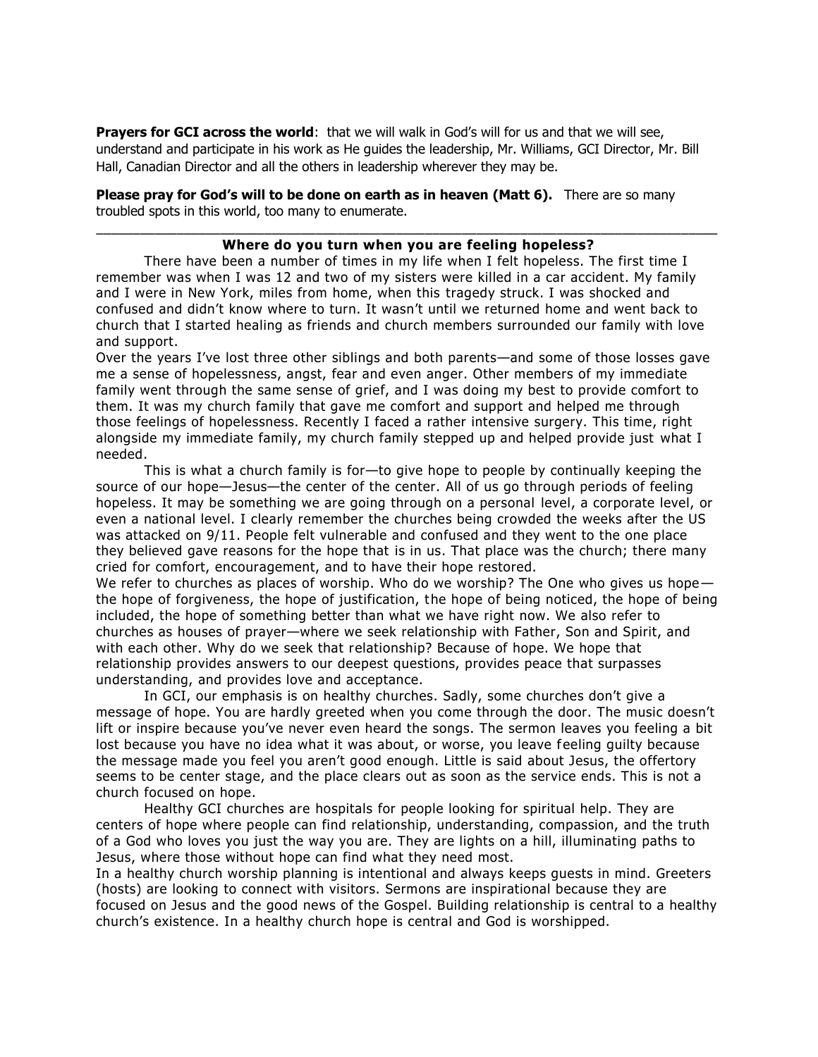**Prayers for GCI across the world**: that we will walk in God's will for us and that we will see, understand and participate in his work as He guides the leadership, Mr. Williams, GCI Director, Mr. Bill Hall, Canadian Director and all the others in leadership wherever they may be.

**Please pray for God's will to be done on earth as in heaven (Matt 6).** There are so many troubled spots in this world, too many to enumerate.

---

**Where do you turn when you are feeling hopeless?**

There have been a number of times in my life when I felt hopeless. The first time I remember was when I was 12 and two of my sisters were killed in a car accident. My family and I were in New York, miles from home, when this tragedy struck. I was shocked and confused and didn't know where to turn. It wasn't until we returned home and went back to church that I started healing as friends and church members surrounded our family with love and support.

Over the years I've lost three other siblings and both parents—and some of those losses gave me a sense of hopelessness, angst, fear and even anger. Other members of my immediate family went through the same sense of grief, and I was doing my best to provide comfort to them. It was my church family that gave me comfort and support and helped me through those feelings of hopelessness. Recently I faced a rather intensive surgery. This time, right alongside my immediate family, my church family stepped up and helped provide just what I needed.

This is what a church family is for—to give hope to people by continually keeping the source of our hope—Jesus—the center of the center. All of us go through periods of feeling hopeless. It may be something we are going through on a personal level, a corporate level, or even a national level. I clearly remember the churches being crowded the weeks after the US was attacked on 9/11. People felt vulnerable and confused and they went to the one place they believed gave reasons for the hope that is in us. That place was the church; there many cried for comfort, encouragement, and to have their hope restored.

We refer to churches as places of worship. Who do we worship? The One who gives us hope—the hope of forgiveness, the hope of justification, the hope of being noticed, the hope of being included, the hope of something better than what we have right now. We also refer to churches as houses of prayer—where we seek relationship with Father, Son and Spirit, and with each other. Why do we seek that relationship? Because of hope. We hope that relationship provides answers to our deepest questions, provides peace that surpasses understanding, and provides love and acceptance.

In GCI, our emphasis is on healthy churches. Sadly, some churches don't give a message of hope. You are hardly greeted when you come through the door. The music doesn't lift or inspire because you've never even heard the songs. The sermon leaves you feeling a bit lost because you have no idea what it was about, or worse, you leave feeling guilty because the message made you feel you aren't good enough. Little is said about Jesus, the offertory seems to be center stage, and the place clears out as soon as the service ends. This is not a church focused on hope.

Healthy GCI churches are hospitals for people looking for spiritual help. They are centers of hope where people can find relationship, understanding, compassion, and the truth of a God who loves you just the way you are. They are lights on a hill, illuminating paths to Jesus, where those without hope can find what they need most.

In a healthy church worship planning is intentional and always keeps guests in mind. Greeters (hosts) are looking to connect with visitors. Sermons are inspirational because they are focused on Jesus and the good news of the Gospel. Building relationship is central to a healthy church's existence. In a healthy church hope is central and God is worshipped.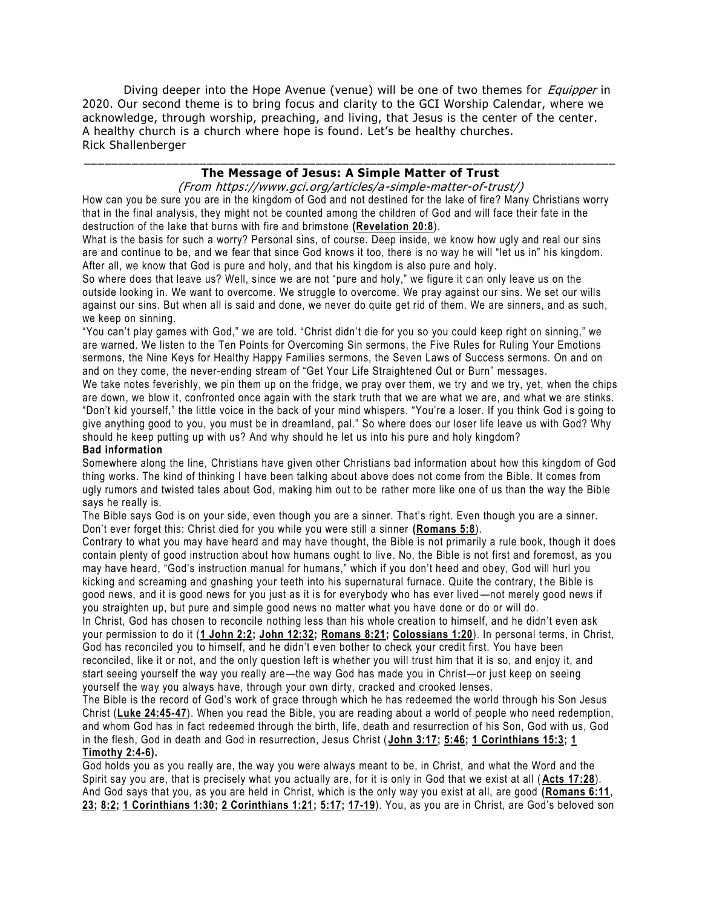Diving deeper into the Hope Avenue (venue) will be one of two themes for *Equipper* in 2020. Our second theme is to bring focus and clarity to the GCI Worship Calendar, where we acknowledge, through worship, preaching, and living, that Jesus is the center of the center. A healthy church is a church where hope is found. Let's be healthy churches.
Rick Shallenberger

---

## The Message of Jesus: A Simple Matter of Trust

*(From https://www.gci.org/articles/a-simple-matter-of-trust/)*

How can you be sure you are in the kingdom of God and not destined for the lake of fire? Many Christians worry that in the final analysis, they might not be counted among the children of God and will face their fate in the destruction of the lake that burns with fire and brimstone **(Revelation 20:8)**.

What is the basis for such a worry? Personal sins, of course. Deep inside, we know how ugly and real our sins are and continue to be, and we fear that since God knows it too, there is no way he will "let us in" his kingdom. After all, we know that God is pure and holy, and that his kingdom is also pure and holy.

So where does that leave us? Well, since we are not "pure and holy," we figure it can only leave us on the outside looking in. We want to overcome. We struggle to overcome. We pray against our sins. We set our wills against our sins. But when all is said and done, we never do quite get rid of them. We are sinners, and as such, we keep on sinning.

"You can't play games with God," we are told. "Christ didn't die for you so you could keep right on sinning," we are warned. We listen to the Ten Points for Overcoming Sin sermons, the Five Rules for Ruling Your Emotions sermons, the Nine Keys for Healthy Happy Families sermons, the Seven Laws of Success sermons. On and on and on they come, the never-ending stream of "Get Your Life Straightened Out or Burn" messages.

We take notes feverishly, we pin them up on the fridge, we pray over them, we try and we try, yet, when the chips are down, we blow it, confronted once again with the stark truth that we are what we are, and what we are stinks. "Don't kid yourself," the little voice in the back of your mind whispers. "You're a loser. If you think God is going to give anything good to you, you must be in dreamland, pal." So where does our loser life leave us with God? Why should he keep putting up with us? And why should he let us into his pure and holy kingdom?

**Bad information**

Somewhere along the line, Christians have given other Christians bad information about how this kingdom of God thing works. The kind of thinking I have been talking about above does not come from the Bible. It comes from ugly rumors and twisted tales about God, making him out to be rather more like one of us than the way the Bible says he really is.

The Bible says God is on your side, even though you are a sinner. That's right. Even though you are a sinner. Don't ever forget this: Christ died for you while you were still a sinner **(Romans 5:8)**.

Contrary to what you may have heard and may have thought, the Bible is not primarily a rule book, though it does contain plenty of good instruction about how humans ought to live. No, the Bible is not first and foremost, as you may have heard, "God's instruction manual for humans," which if you don't heed and obey, God will hurl you kicking and screaming and gnashing your teeth into his supernatural furnace. Quite the contrary, the Bible is good news, and it is good news for you just as it is for everybody who has ever lived—not merely good news if you straighten up, but pure and simple good news no matter what you have done or do or will do.

In Christ, God has chosen to reconcile nothing less than his whole creation to himself, and he didn't even ask your permission to do it (**1 John 2:2; John 12:32; Romans 8:21; Colossians 1:20**). In personal terms, in Christ, God has reconciled you to himself, and he didn't even bother to check your credit first. You have been reconciled, like it or not, and the only question left is whether you will trust him that it is so, and enjoy it, and start seeing yourself the way you really are—the way God has made you in Christ—or just keep on seeing yourself the way you always have, through your own dirty, cracked and crooked lenses.

The Bible is the record of God's work of grace through which he has redeemed the world through his Son Jesus Christ (**Luke 24:45-47**). When you read the Bible, you are reading about a world of people who need redemption, and whom God has in fact redeemed through the birth, life, death and resurrection of his Son, God with us, God in the flesh, God in death and God in resurrection, Jesus Christ (**John 3:17; 5:46; 1 Corinthians 15:3; 1 Timothy 2:4-6).**

God holds you as you really are, the way you were always meant to be, in Christ, and what the Word and the Spirit say you are, that is precisely what you actually are, for it is only in God that we exist at all (**Acts 17:28**). And God says that you, as you are held in Christ, which is the only way you exist at all, are good **(Romans 6:11, 23; 8:2; 1 Corinthians 1:30; 2 Corinthians 1:21; 5:17; 17-19**). You, as you are in Christ, are God's beloved son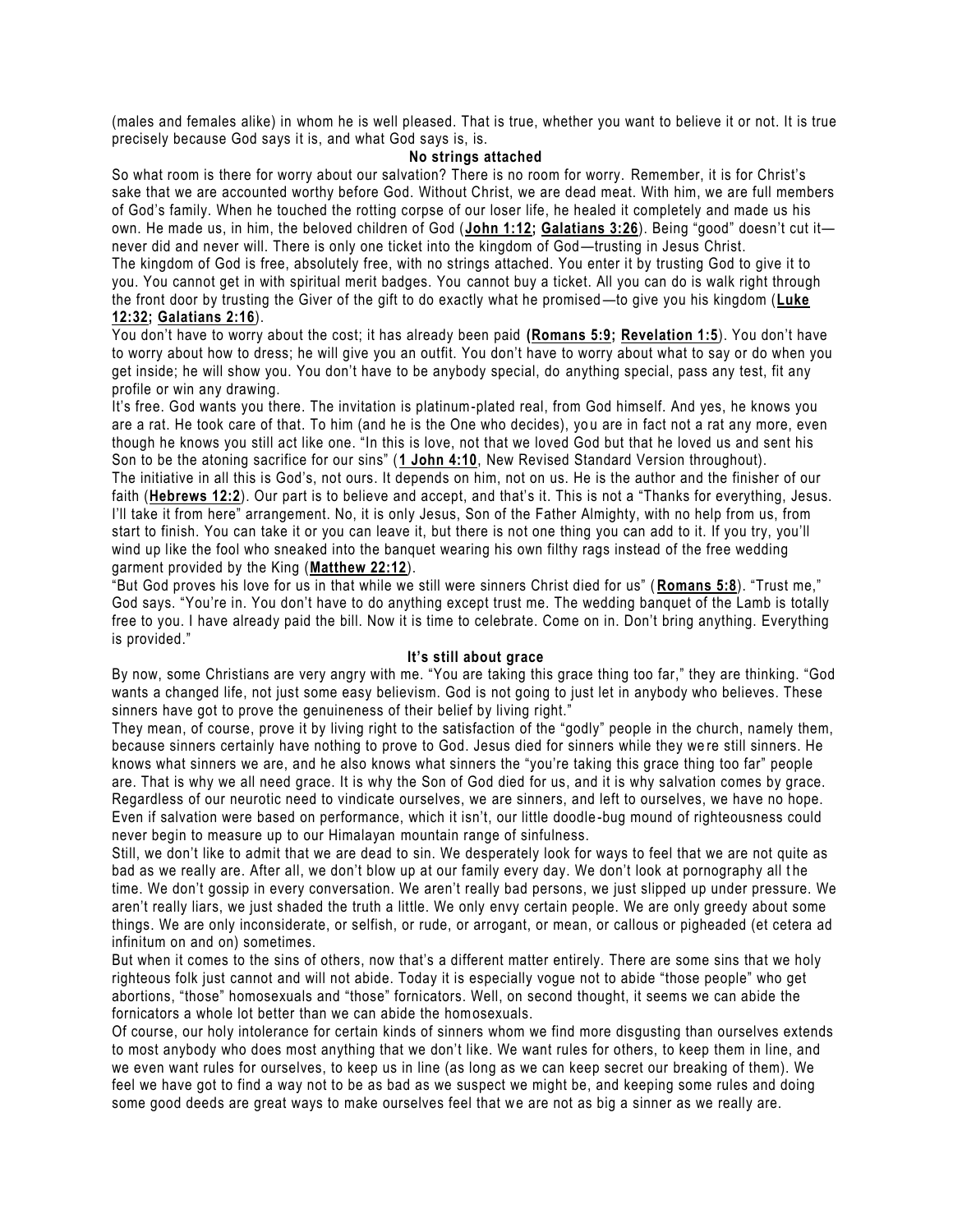(males and females alike) in whom he is well pleased. That is true, whether you want to believe it or not. It is true precisely because God says it is, and what God says is, is.

**No strings attached**

So what room is there for worry about our salvation? There is no room for worry. Remember, it is for Christ's sake that we are accounted worthy before God. Without Christ, we are dead meat. With him, we are full members of God's family. When he touched the rotting corpse of our loser life, he healed it completely and made us his own. He made us, in him, the beloved children of God (**John 1:12; Galatians 3:26**). Being "good" doesn't cut it—never did and never will. There is only one ticket into the kingdom of God—trusting in Jesus Christ.

The kingdom of God is free, absolutely free, with no strings attached. You enter it by trusting God to give it to you. You cannot get in with spiritual merit badges. You cannot buy a ticket. All you can do is walk right through the front door by trusting the Giver of the gift to do exactly what he promised—to give you his kingdom (**Luke 12:32; Galatians 2:16**).

You don't have to worry about the cost; it has already been paid **(Romans 5:9; Revelation 1:5**). You don't have to worry about how to dress; he will give you an outfit. You don't have to worry about what to say or do when you get inside; he will show you. You don't have to be anybody special, do anything special, pass any test, fit any profile or win any drawing.

It's free. God wants you there. The invitation is platinum-plated real, from God himself. And yes, he knows you are a rat. He took care of that. To him (and he is the One who decides), you are in fact not a rat any more, even though he knows you still act like one. "In this is love, not that we loved God but that he loved us and sent his Son to be the atoning sacrifice for our sins" (**1 John 4:10**, New Revised Standard Version throughout).

The initiative in all this is God's, not ours. It depends on him, not on us. He is the author and the finisher of our faith (**Hebrews 12:2**). Our part is to believe and accept, and that's it. This is not a "Thanks for everything, Jesus. I'll take it from here" arrangement. No, it is only Jesus, Son of the Father Almighty, with no help from us, from start to finish. You can take it or you can leave it, but there is not one thing you can add to it. If you try, you'll wind up like the fool who sneaked into the banquet wearing his own filthy rags instead of the free wedding garment provided by the King (**Matthew 22:12**).

"But God proves his love for us in that while we still were sinners Christ died for us" (**Romans 5:8**). "Trust me," God says. "You're in. You don't have to do anything except trust me. The wedding banquet of the Lamb is totally free to you. I have already paid the bill. Now it is time to celebrate. Come on in. Don't bring anything. Everything is provided."

**It's still about grace**

By now, some Christians are very angry with me. "You are taking this grace thing too far," they are thinking. "God wants a changed life, not just some easy believism. God is not going to just let in anybody who believes. These sinners have got to prove the genuineness of their belief by living right."

They mean, of course, prove it by living right to the satisfaction of the "godly" people in the church, namely them, because sinners certainly have nothing to prove to God. Jesus died for sinners while they were still sinners. He knows what sinners we are, and he also knows what sinners the "you're taking this grace thing too far" people are. That is why we all need grace. It is why the Son of God died for us, and it is why salvation comes by grace. Regardless of our neurotic need to vindicate ourselves, we are sinners, and left to ourselves, we have no hope. Even if salvation were based on performance, which it isn't, our little doodle-bug mound of righteousness could never begin to measure up to our Himalayan mountain range of sinfulness.

Still, we don't like to admit that we are dead to sin. We desperately look for ways to feel that we are not quite as bad as we really are. After all, we don't blow up at our family every day. We don't look at pornography all the time. We don't gossip in every conversation. We aren't really bad persons, we just slipped up under pressure. We aren't really liars, we just shaded the truth a little. We only envy certain people. We are only greedy about some things. We are only inconsiderate, or selfish, or rude, or arrogant, or mean, or callous or pigheaded (et cetera ad infinitum on and on) sometimes.

But when it comes to the sins of others, now that's a different matter entirely. There are some sins that we holy righteous folk just cannot and will not abide. Today it is especially vogue not to abide "those people" who get abortions, "those" homosexuals and "those" fornicators. Well, on second thought, it seems we can abide the fornicators a whole lot better than we can abide the homosexuals.

Of course, our holy intolerance for certain kinds of sinners whom we find more disgusting than ourselves extends to most anybody who does most anything that we don't like. We want rules for others, to keep them in line, and we even want rules for ourselves, to keep us in line (as long as we can keep secret our breaking of them). We feel we have got to find a way not to be as bad as we suspect we might be, and keeping some rules and doing some good deeds are great ways to make ourselves feel that we are not as big a sinner as we really are.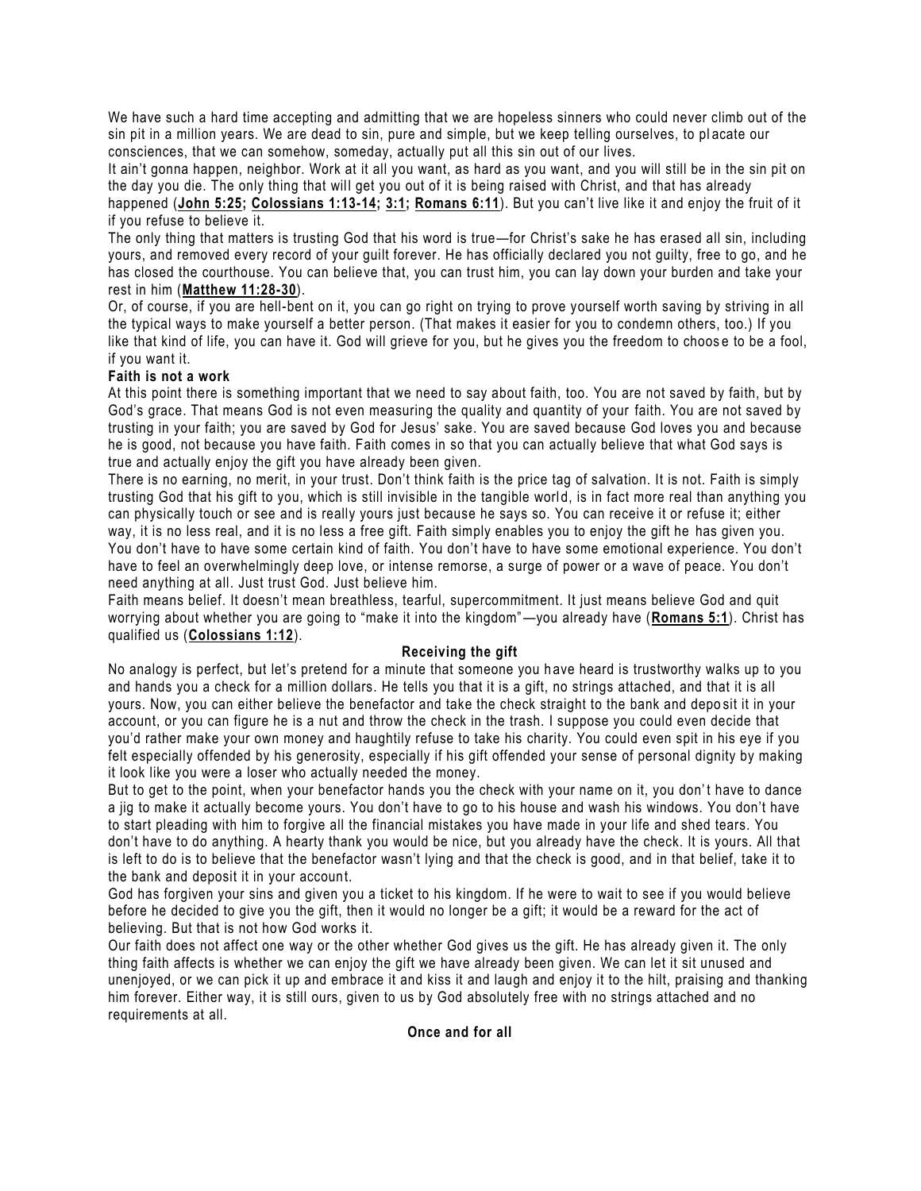We have such a hard time accepting and admitting that we are hopeless sinners who could never climb out of the sin pit in a million years. We are dead to sin, pure and simple, but we keep telling ourselves, to placate our consciences, that we can somehow, someday, actually put all this sin out of our lives.

It ain't gonna happen, neighbor. Work at it all you want, as hard as you want, and you will still be in the sin pit on the day you die. The only thing that will get you out of it is being raised with Christ, and that has already happened (**John 5:25; Colossians 1:13-14; 3:1; Romans 6:11**). But you can't live like it and enjoy the fruit of it if you refuse to believe it.

The only thing that matters is trusting God that his word is true—for Christ's sake he has erased all sin, including yours, and removed every record of your guilt forever. He has officially declared you not guilty, free to go, and he has closed the courthouse. You can believe that, you can trust him, you can lay down your burden and take your rest in him (**Matthew 11:28-30**).

Or, of course, if you are hell-bent on it, you can go right on trying to prove yourself worth saving by striving in all the typical ways to make yourself a better person. (That makes it easier for you to condemn others, too.) If you like that kind of life, you can have it. God will grieve for you, but he gives you the freedom to choose to be a fool, if you want it.

**Faith is not a work**

At this point there is something important that we need to say about faith, too. You are not saved by faith, but by God's grace. That means God is not even measuring the quality and quantity of your faith. You are not saved by trusting in your faith; you are saved by God for Jesus' sake. You are saved because God loves you and because he is good, not because you have faith. Faith comes in so that you can actually believe that what God says is true and actually enjoy the gift you have already been given.

There is no earning, no merit, in your trust. Don't think faith is the price tag of salvation. It is not. Faith is simply trusting God that his gift to you, which is still invisible in the tangible world, is in fact more real than anything you can physically touch or see and is really yours just because he says so. You can receive it or refuse it; either way, it is no less real, and it is no less a free gift. Faith simply enables you to enjoy the gift he has given you.

You don't have to have some certain kind of faith. You don't have to have some emotional experience. You don't have to feel an overwhelmingly deep love, or intense remorse, a surge of power or a wave of peace. You don't need anything at all. Just trust God. Just believe him.

Faith means belief. It doesn't mean breathless, tearful, supercommitment. It just means believe God and quit worrying about whether you are going to "make it into the kingdom"—you already have (**Romans 5:1**). Christ has qualified us (**Colossians 1:12**).

**Receiving the gift**

No analogy is perfect, but let's pretend for a minute that someone you have heard is trustworthy walks up to you and hands you a check for a million dollars. He tells you that it is a gift, no strings attached, and that it is all yours. Now, you can either believe the benefactor and take the check straight to the bank and deposit it in your account, or you can figure he is a nut and throw the check in the trash. I suppose you could even decide that you'd rather make your own money and haughtily refuse to take his charity. You could even spit in his eye if you felt especially offended by his generosity, especially if his gift offended your sense of personal dignity by making it look like you were a loser who actually needed the money.

But to get to the point, when your benefactor hands you the check with your name on it, you don't have to dance a jig to make it actually become yours. You don't have to go to his house and wash his windows. You don't have to start pleading with him to forgive all the financial mistakes you have made in your life and shed tears. You don't have to do anything. A hearty thank you would be nice, but you already have the check. It is yours. All that is left to do is to believe that the benefactor wasn't lying and that the check is good, and in that belief, take it to the bank and deposit it in your account.

God has forgiven your sins and given you a ticket to his kingdom. If he were to wait to see if you would believe before he decided to give you the gift, then it would no longer be a gift; it would be a reward for the act of believing. But that is not how God works it.

Our faith does not affect one way or the other whether God gives us the gift. He has already given it. The only thing faith affects is whether we can enjoy the gift we have already been given. We can let it sit unused and unenjoyed, or we can pick it up and embrace it and kiss it and laugh and enjoy it to the hilt, praising and thanking him forever. Either way, it is still ours, given to us by God absolutely free with no strings attached and no requirements at all.

**Once and for all**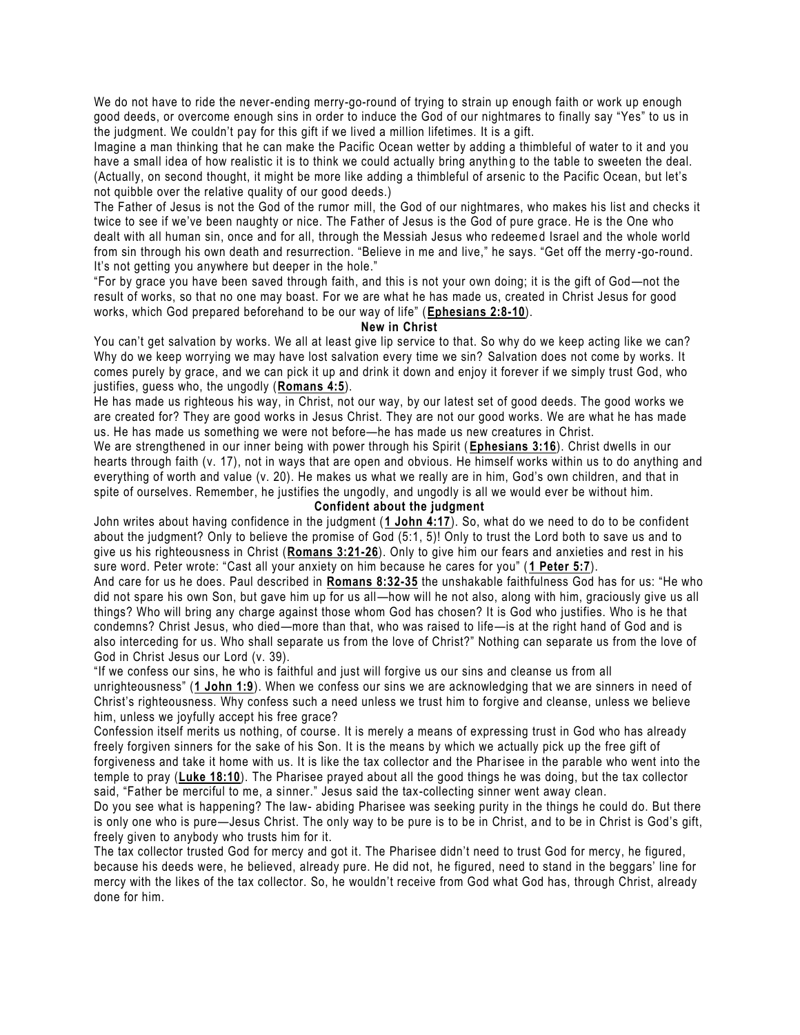We do not have to ride the never-ending merry-go-round of trying to strain up enough faith or work up enough good deeds, or overcome enough sins in order to induce the God of our nightmares to finally say "Yes" to us in the judgment. We couldn't pay for this gift if we lived a million lifetimes. It is a gift.

Imagine a man thinking that he can make the Pacific Ocean wetter by adding a thimbleful of water to it and you have a small idea of how realistic it is to think we could actually bring anything to the table to sweeten the deal. (Actually, on second thought, it might be more like adding a thimbleful of arsenic to the Pacific Ocean, but let's not quibble over the relative quality of our good deeds.)

The Father of Jesus is not the God of the rumor mill, the God of our nightmares, who makes his list and checks it twice to see if we've been naughty or nice. The Father of Jesus is the God of pure grace. He is the One who dealt with all human sin, once and for all, through the Messiah Jesus who redeemed Israel and the whole world from sin through his own death and resurrection. "Believe in me and live," he says. "Get off the merry-go-round. It's not getting you anywhere but deeper in the hole."

"For by grace you have been saved through faith, and this is not your own doing; it is the gift of God—not the result of works, so that no one may boast. For we are what he has made us, created in Christ Jesus for good works, which God prepared beforehand to be our way of life" (**Ephesians 2:8-10**).

### New in Christ

You can't get salvation by works. We all at least give lip service to that. So why do we keep acting like we can? Why do we keep worrying we may have lost salvation every time we sin? Salvation does not come by works. It comes purely by grace, and we can pick it up and drink it down and enjoy it forever if we simply trust God, who justifies, guess who, the ungodly (**Romans 4:5**).

He has made us righteous his way, in Christ, not our way, by our latest set of good deeds. The good works we are created for? They are good works in Jesus Christ. They are not our good works. We are what he has made us. He has made us something we were not before—he has made us new creatures in Christ.

We are strengthened in our inner being with power through his Spirit (**Ephesians 3:16**). Christ dwells in our hearts through faith (v. 17), not in ways that are open and obvious. He himself works within us to do anything and everything of worth and value (v. 20). He makes us what we really are in him, God's own children, and that in spite of ourselves. Remember, he justifies the ungodly, and ungodly is all we would ever be without him.

### Confident about the judgment

John writes about having confidence in the judgment (**1 John 4:17**). So, what do we need to do to be confident about the judgment? Only to believe the promise of God (5:1, 5)! Only to trust the Lord both to save us and to give us his righteousness in Christ (**Romans 3:21-26**). Only to give him our fears and anxieties and rest in his sure word. Peter wrote: "Cast all your anxiety on him because he cares for you" (**1 Peter 5:7**).

And care for us he does. Paul described in **Romans 8:32-35** the unshakable faithfulness God has for us: "He who did not spare his own Son, but gave him up for us all—how will he not also, along with him, graciously give us all things? Who will bring any charge against those whom God has chosen? It is God who justifies. Who is he that condemns? Christ Jesus, who died—more than that, who was raised to life—is at the right hand of God and is also interceding for us. Who shall separate us from the love of Christ?" Nothing can separate us from the love of God in Christ Jesus our Lord (v. 39).

"If we confess our sins, he who is faithful and just will forgive us our sins and cleanse us from all unrighteousness" (**1 John 1:9**). When we confess our sins we are acknowledging that we are sinners in need of Christ's righteousness. Why confess such a need unless we trust him to forgive and cleanse, unless we believe him, unless we joyfully accept his free grace?

Confession itself merits us nothing, of course. It is merely a means of expressing trust in God who has already freely forgiven sinners for the sake of his Son. It is the means by which we actually pick up the free gift of forgiveness and take it home with us. It is like the tax collector and the Pharisee in the parable who went into the temple to pray (**Luke 18:10**). The Pharisee prayed about all the good things he was doing, but the tax collector said, "Father be merciful to me, a sinner." Jesus said the tax-collecting sinner went away clean.

Do you see what is happening? The law- abiding Pharisee was seeking purity in the things he could do. But there is only one who is pure—Jesus Christ. The only way to be pure is to be in Christ, and to be in Christ is God's gift, freely given to anybody who trusts him for it.

The tax collector trusted God for mercy and got it. The Pharisee didn't need to trust God for mercy, he figured, because his deeds were, he believed, already pure. He did not, he figured, need to stand in the beggars' line for mercy with the likes of the tax collector. So, he wouldn't receive from God what God has, through Christ, already done for him.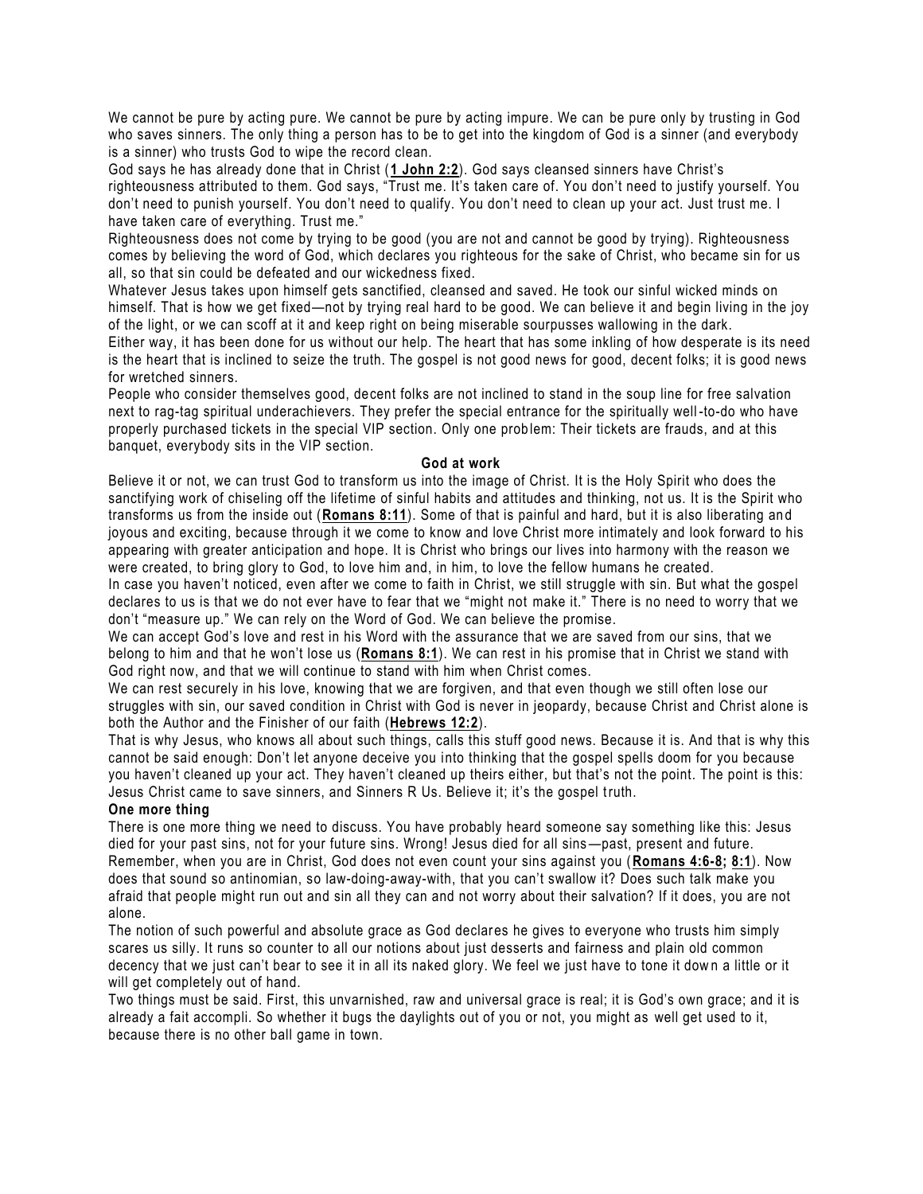We cannot be pure by acting pure. We cannot be pure by acting impure. We can be pure only by trusting in God who saves sinners. The only thing a person has to be to get into the kingdom of God is a sinner (and everybody is a sinner) who trusts God to wipe the record clean.

God says he has already done that in Christ (**1 John 2:2**). God says cleansed sinners have Christ's righteousness attributed to them. God says, "Trust me. It's taken care of. You don't need to justify yourself. You don't need to punish yourself. You don't need to qualify. You don't need to clean up your act. Just trust me. I have taken care of everything. Trust me."

Righteousness does not come by trying to be good (you are not and cannot be good by trying). Righteousness comes by believing the word of God, which declares you righteous for the sake of Christ, who became sin for us all, so that sin could be defeated and our wickedness fixed.

Whatever Jesus takes upon himself gets sanctified, cleansed and saved. He took our sinful wicked minds on himself. That is how we get fixed—not by trying real hard to be good. We can believe it and begin living in the joy of the light, or we can scoff at it and keep right on being miserable sourpusses wallowing in the dark.

Either way, it has been done for us without our help. The heart that has some inkling of how desperate is its need is the heart that is inclined to seize the truth. The gospel is not good news for good, decent folks; it is good news for wretched sinners.

People who consider themselves good, decent folks are not inclined to stand in the soup line for free salvation next to rag-tag spiritual underachievers. They prefer the special entrance for the spiritually well-to-do who have properly purchased tickets in the special VIP section. Only one problem: Their tickets are frauds, and at this banquet, everybody sits in the VIP section.

**God at work**

Believe it or not, we can trust God to transform us into the image of Christ. It is the Holy Spirit who does the sanctifying work of chiseling off the lifetime of sinful habits and attitudes and thinking, not us. It is the Spirit who transforms us from the inside out (**Romans 8:11**). Some of that is painful and hard, but it is also liberating and joyous and exciting, because through it we come to know and love Christ more intimately and look forward to his appearing with greater anticipation and hope. It is Christ who brings our lives into harmony with the reason we were created, to bring glory to God, to love him and, in him, to love the fellow humans he created.

In case you haven't noticed, even after we come to faith in Christ, we still struggle with sin. But what the gospel declares to us is that we do not ever have to fear that we "might not make it." There is no need to worry that we don't "measure up." We can rely on the Word of God. We can believe the promise.

We can accept God's love and rest in his Word with the assurance that we are saved from our sins, that we belong to him and that he won't lose us (**Romans 8:1**). We can rest in his promise that in Christ we stand with God right now, and that we will continue to stand with him when Christ comes.

We can rest securely in his love, knowing that we are forgiven, and that even though we still often lose our struggles with sin, our saved condition in Christ with God is never in jeopardy, because Christ and Christ alone is both the Author and the Finisher of our faith (**Hebrews 12:2**).

That is why Jesus, who knows all about such things, calls this stuff good news. Because it is. And that is why this cannot be said enough: Don't let anyone deceive you into thinking that the gospel spells doom for you because you haven't cleaned up your act. They haven't cleaned up theirs either, but that's not the point. The point is this: Jesus Christ came to save sinners, and Sinners R Us. Believe it; it's the gospel truth.

**One more thing**

There is one more thing we need to discuss. You have probably heard someone say something like this: Jesus died for your past sins, not for your future sins. Wrong! Jesus died for all sins—past, present and future. Remember, when you are in Christ, God does not even count your sins against you (**Romans 4:6-8; 8:1**). Now does that sound so antinomian, so law-doing-away-with, that you can't swallow it? Does such talk make you afraid that people might run out and sin all they can and not worry about their salvation? If it does, you are not alone.

The notion of such powerful and absolute grace as God declares he gives to everyone who trusts him simply scares us silly. It runs so counter to all our notions about just desserts and fairness and plain old common decency that we just can't bear to see it in all its naked glory. We feel we just have to tone it down a little or it will get completely out of hand.

Two things must be said. First, this unvarnished, raw and universal grace is real; it is God's own grace; and it is already a fait accompli. So whether it bugs the daylights out of you or not, you might as well get used to it, because there is no other ball game in town.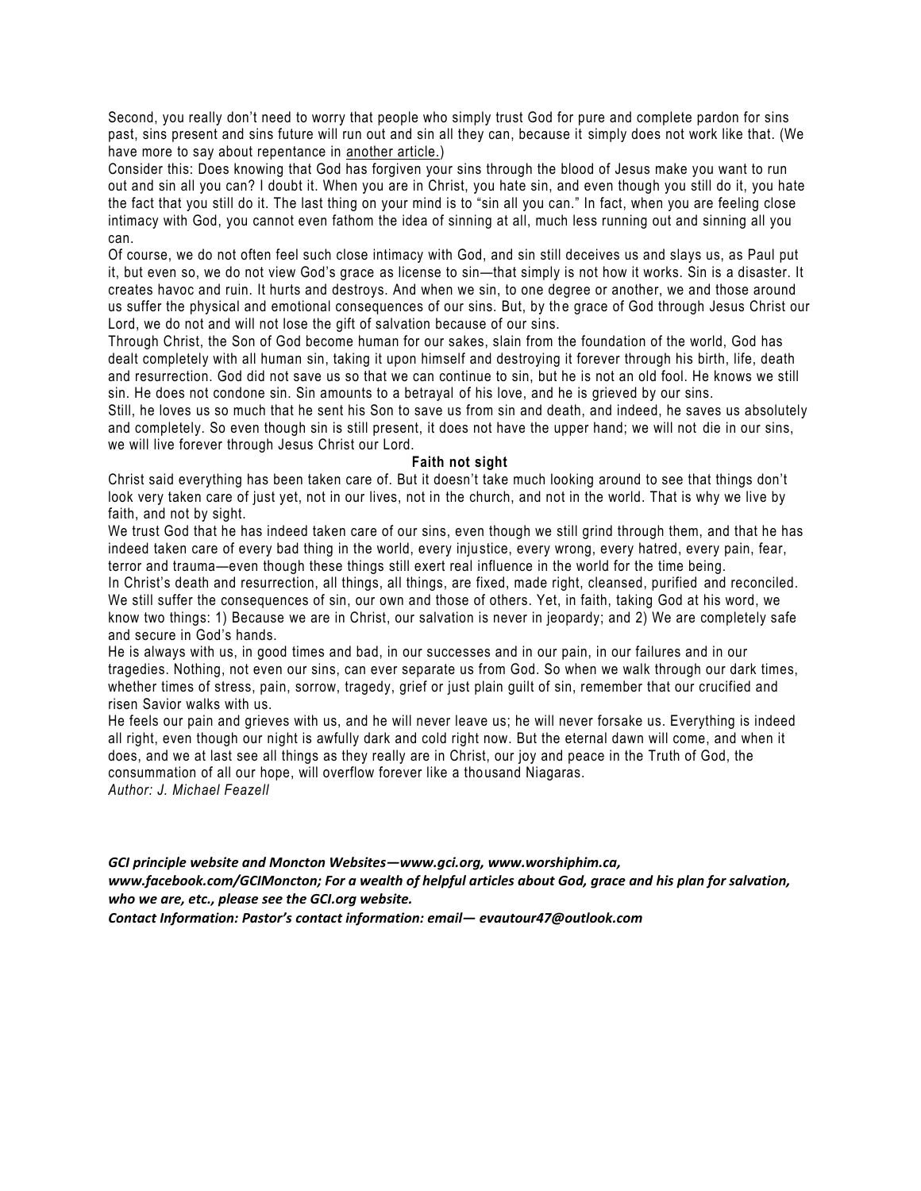Second, you really don't need to worry that people who simply trust God for pure and complete pardon for sins past, sins present and sins future will run out and sin all they can, because it simply does not work like that. (We have more to say about repentance in another article.)

Consider this: Does knowing that God has forgiven your sins through the blood of Jesus make you want to run out and sin all you can? I doubt it. When you are in Christ, you hate sin, and even though you still do it, you hate the fact that you still do it. The last thing on your mind is to "sin all you can." In fact, when you are feeling close intimacy with God, you cannot even fathom the idea of sinning at all, much less running out and sinning all you can.

Of course, we do not often feel such close intimacy with God, and sin still deceives us and slays us, as Paul put it, but even so, we do not view God's grace as license to sin—that simply is not how it works. Sin is a disaster. It creates havoc and ruin. It hurts and destroys. And when we sin, to one degree or another, we and those around us suffer the physical and emotional consequences of our sins. But, by the grace of God through Jesus Christ our Lord, we do not and will not lose the gift of salvation because of our sins.

Through Christ, the Son of God become human for our sakes, slain from the foundation of the world, God has dealt completely with all human sin, taking it upon himself and destroying it forever through his birth, life, death and resurrection. God did not save us so that we can continue to sin, but he is not an old fool. He knows we still sin. He does not condone sin. Sin amounts to a betrayal of his love, and he is grieved by our sins.

Still, he loves us so much that he sent his Son to save us from sin and death, and indeed, he saves us absolutely and completely. So even though sin is still present, it does not have the upper hand; we will not die in our sins, we will live forever through Jesus Christ our Lord.

**Faith not sight**

Christ said everything has been taken care of. But it doesn't take much looking around to see that things don't look very taken care of just yet, not in our lives, not in the church, and not in the world. That is why we live by faith, and not by sight.

We trust God that he has indeed taken care of our sins, even though we still grind through them, and that he has indeed taken care of every bad thing in the world, every injustice, every wrong, every hatred, every pain, fear, terror and trauma—even though these things still exert real influence in the world for the time being.

In Christ's death and resurrection, all things, all things, are fixed, made right, cleansed, purified and reconciled. We still suffer the consequences of sin, our own and those of others. Yet, in faith, taking God at his word, we know two things: 1) Because we are in Christ, our salvation is never in jeopardy; and 2) We are completely safe and secure in God's hands.

He is always with us, in good times and bad, in our successes and in our pain, in our failures and in our tragedies. Nothing, not even our sins, can ever separate us from God. So when we walk through our dark times, whether times of stress, pain, sorrow, tragedy, grief or just plain guilt of sin, remember that our crucified and risen Savior walks with us.

He feels our pain and grieves with us, and he will never leave us; he will never forsake us. Everything is indeed all right, even though our night is awfully dark and cold right now. But the eternal dawn will come, and when it does, and we at last see all things as they really are in Christ, our joy and peace in the Truth of God, the consummation of all our hope, will overflow forever like a thousand Niagaras.

*Author: J. Michael Feazell*

***GCI principle website and Moncton Websites—www.gci.org, www.worshiphim.ca, www.facebook.com/GCIMoncton; For a wealth of helpful articles about God, grace and his plan for salvation, who we are, etc., please see the GCI.org website.***

***Contact Information: Pastor's contact information: email— evautour47@outlook.com***